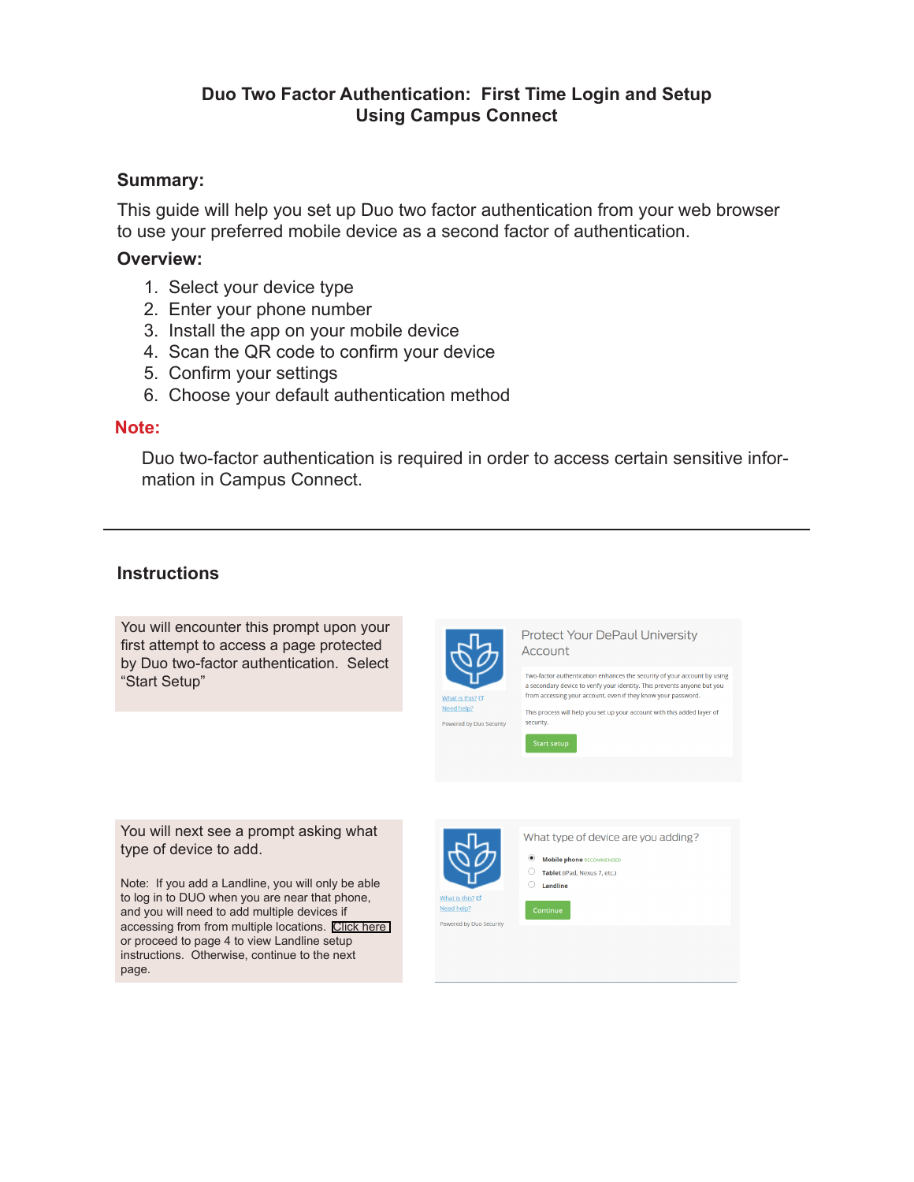# Duo Two Factor Authentication: First Time Login and Setup Using Campus Connect

## Summary:

This guide will help you set up Duo two factor authentication from your web browser to use your preferred mobile device as a second factor of authentication.

## Overview:

1. Select your device type
2. Enter your phone number
3. Install the app on your mobile device
4. Scan the QR code to confirm your device
5. Confirm your settings
6. Choose your default authentication method

## Note:

Duo two-factor authentication is required in order to access certain sensitive information in Campus Connect.

---

## Instructions

You will encounter this prompt upon your first attempt to access a page protected by Duo two-factor authentication. Select "Start Setup"

Protect Your DePaul University Account

Two-factor authentication enhances the security of your account by using a secondary device to verify your identity. This prevents anyone but you from accessing your account, even if they know your password.

This process will help you set up your account with this added layer of security.

Start setup

What is this?
Need help?
Powered by Duo Security

You will next see a prompt asking what type of device to add.

Note: If you add a Landline, you will only be able to log in to DUO when you are near that phone, and you will need to add multiple devices if accessing from from multiple locations. Click here or proceed to page 4 to view Landline setup instructions. Otherwise, continue to the next page.

What type of device are you adding?

- Mobile phone RECOMMENDED
- Tablet (iPad, Nexus 7, etc.)
- Landline

Continue

What is this?
Need help?
Powered by Duo Security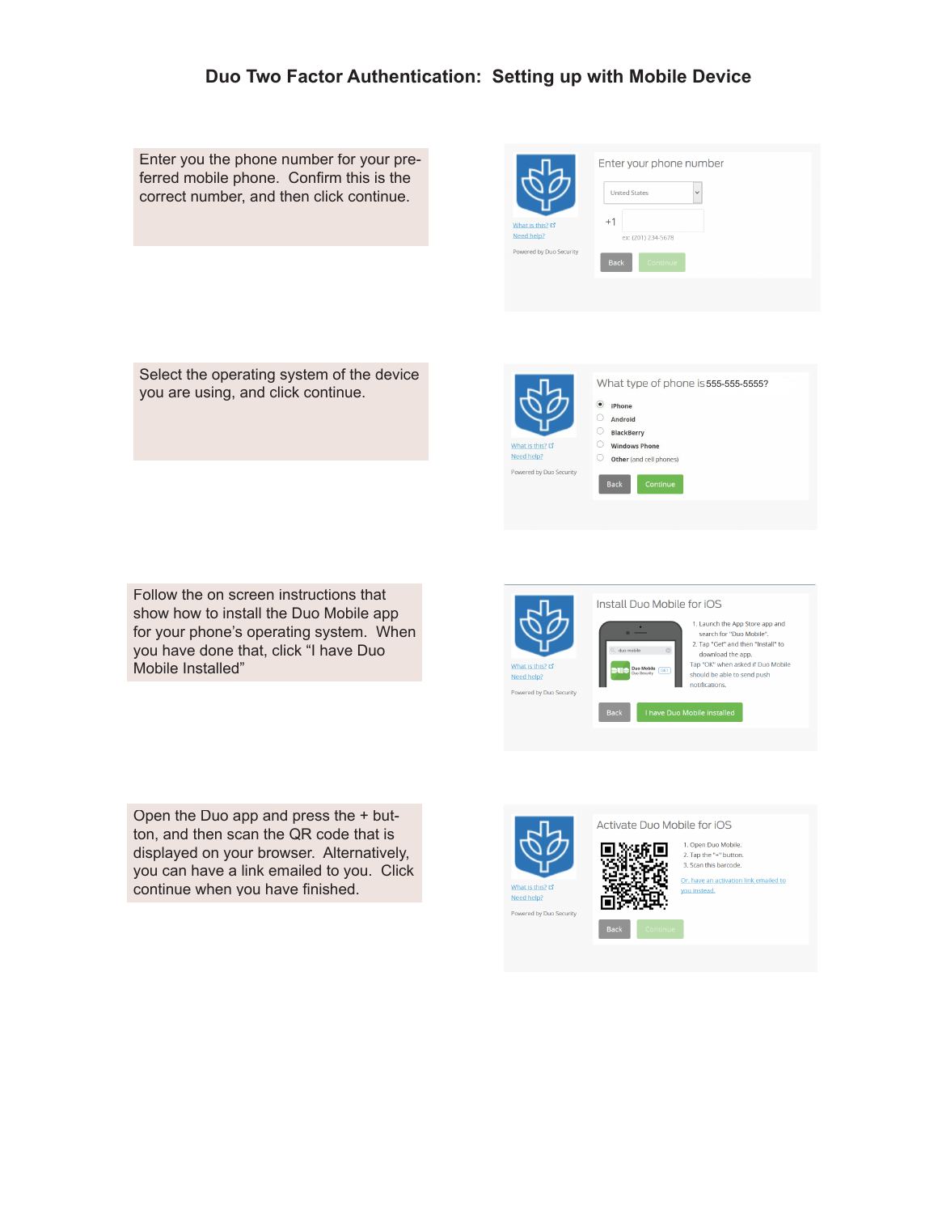# Duo Two Factor Authentication: Setting up with Mobile Device

Enter you the phone number for your preferred mobile phone. Confirm this is the correct number, and then click continue.

Enter your phone number

United States

+1

ex: (201) 234-5678

Back Continue

What is this?
Need help?
Powered by Duo Security

Select the operating system of the device you are using, and click continue.

What type of phone is 555-555-5555?

- iPhone
- Android
- BlackBerry
- Windows Phone
- Other (and cell phones)

Back Continue

What is this?
Need help?
Powered by Duo Security

Follow the on screen instructions that show how to install the Duo Mobile app for your phone's operating system. When you have done that, click "I have Duo Mobile Installed"

Install Duo Mobile for iOS

1. Launch the App Store app and search for "Duo Mobile".
2. Tap "Get" and then "Install" to download the app.

Tap "OK" when asked if Duo Mobile should be able to send push notifications.

Back I have Duo Mobile installed

What is this?
Need help?
Powered by Duo Security

Open the Duo app and press the + button, and then scan the QR code that is displayed on your browser. Alternatively, you can have a link emailed to you. Click continue when you have finished.

Activate Duo Mobile for iOS

1. Open Duo Mobile.
2. Tap the "+" button.
3. Scan this barcode.

Or, have an activation link emailed to you instead.

Back Continue

What is this?
Need help?
Powered by Duo Security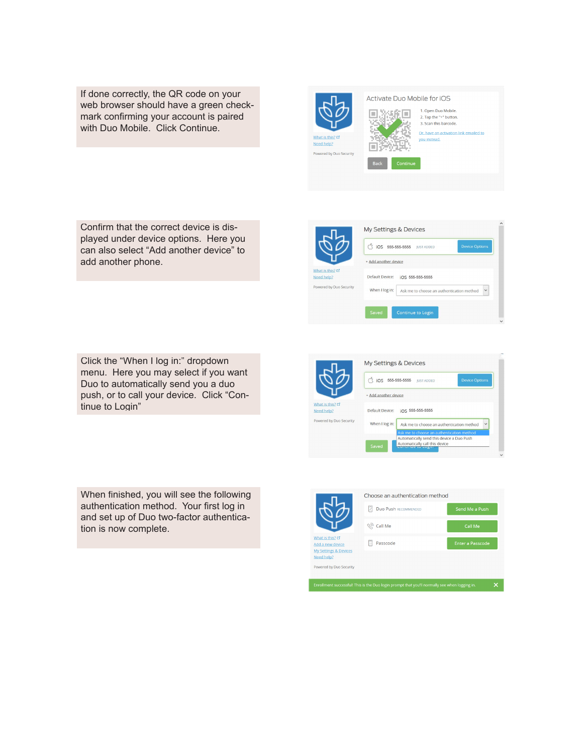If done correctly, the QR code on your web browser should have a green check-mark confirming your account is paired with Duo Mobile. Click Continue.

Activate Duo Mobile for iOS

1. Open Duo Mobile.
2. Tap the "+" button.
3. Scan this barcode.

Or, have an activation link emailed to you instead.

Back | Continue

What is this?
Need help?

Powered by Duo Security

Confirm that the correct device is displayed under device options. Here you can also select "Add another device" to add another phone.

My Settings & Devices

iOS 555-555-5555 JUST ADDED | Device Options

+ Add another device

Default Device: iOS 555-555-5555

When I log in: Ask me to choose an authentication method

Saved | Continue to Login

What is this?
Need help?

Powered by Duo Security

Click the "When I log in:" dropdown menu. Here you may select if you want Duo to automatically send you a duo push, or to call your device. Click "Continue to Login"

My Settings & Devices

iOS 555-555-5555 JUST ADDED | Device Options

+ Add another device

Default Device: iOS 555-555-5555

When I log in: Ask me to choose an authentication method

- Ask me to choose an authentication method
- Automatically send this device a Duo Push
- Automatically call this device

Saved | Continue to Login

What is this?
Need help?

Powered by Duo Security

When finished, you will see the following authentication method. Your first log in and set up of Duo two-factor authentication is now complete.

Choose an authentication method

| | |
|---|---|
| Duo Push RECOMMENDED | Send Me a Push |
| Call Me | Call Me |
| Passcode | Enter a Passcode |

What is this?
Add a new device
My Settings & Devices
Need help?

Powered by Duo Security

Enrollment successful! This is the Duo login prompt that you'll normally see when logging in.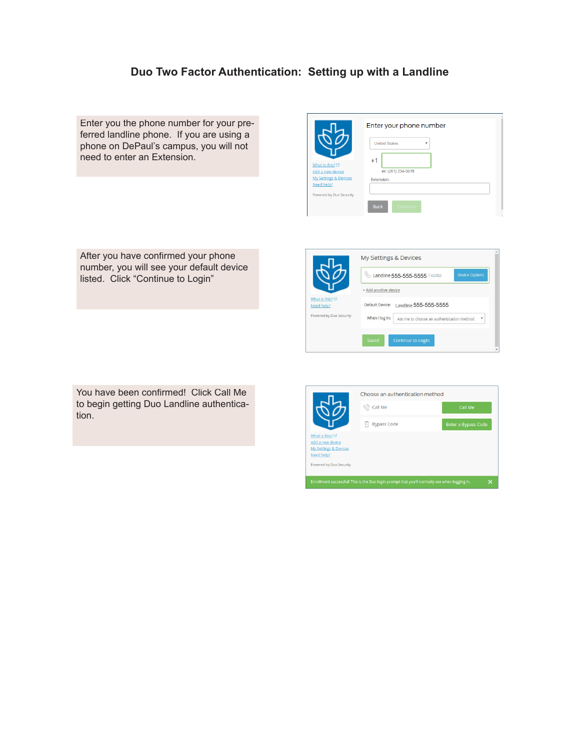# Duo Two Factor Authentication: Setting up with a Landline

Enter you the phone number for your preferred landline phone. If you are using a phone on DePaul's campus, you will not need to enter an Extension.

Enter your phone number

United States

+1

ex: (201) 234-5678

Extension:

Back Continue

What is this?
Add a new device
My Settings & Devices
Need help?

Powered by Duo Security

After you have confirmed your phone number, you will see your default device listed. Click "Continue to Login"

My Settings & Devices

Landline 555-555-5555 ✓ ADDED Device Options

+ Add another device

Default Device: Landline 555-555-5555

When I log in: Ask me to choose an authentication method

Saved Continue to Login

What is this?
Need help?

Powered by Duo Security

You have been confirmed! Click Call Me to begin getting Duo Landline authentication.

Choose an authentication method

Call Me — Call Me

Bypass Code — Enter a Bypass Code

What is this?
Add a new device
My Settings & Devices
Need help?

Powered by Duo Security

Enrollment successful! This is the Duo login prompt that you'll normally see when logging in.